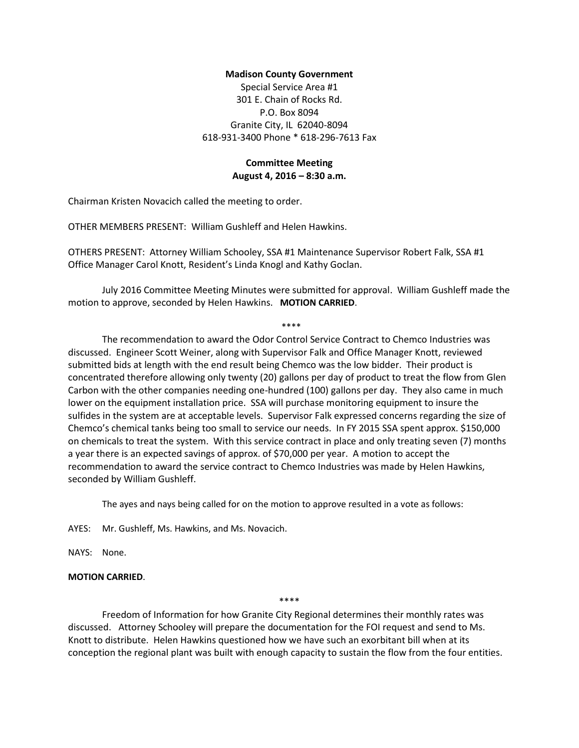**Madison County Government**

Special Service Area #1
301 E. Chain of Rocks Rd.
P.O. Box 8094
Granite City, IL 62040-8094
618-931-3400 Phone * 618-296-7613 Fax

**Committee Meeting**
**August 4, 2016 – 8:30 a.m.**

Chairman Kristen Novacich called the meeting to order.

OTHER MEMBERS PRESENT: William Gushleff and Helen Hawkins.

OTHERS PRESENT: Attorney William Schooley, SSA #1 Maintenance Supervisor Robert Falk, SSA #1 Office Manager Carol Knott, Resident's Linda Knogl and Kathy Goclan.

July 2016 Committee Meeting Minutes were submitted for approval. William Gushleff made the motion to approve, seconded by Helen Hawkins. **MOTION CARRIED**.

****

The recommendation to award the Odor Control Service Contract to Chemco Industries was discussed. Engineer Scott Weiner, along with Supervisor Falk and Office Manager Knott, reviewed submitted bids at length with the end result being Chemco was the low bidder. Their product is concentrated therefore allowing only twenty (20) gallons per day of product to treat the flow from Glen Carbon with the other companies needing one-hundred (100) gallons per day. They also came in much lower on the equipment installation price. SSA will purchase monitoring equipment to insure the sulfides in the system are at acceptable levels. Supervisor Falk expressed concerns regarding the size of Chemco's chemical tanks being too small to service our needs. In FY 2015 SSA spent approx. $150,000 on chemicals to treat the system. With this service contract in place and only treating seven (7) months a year there is an expected savings of approx. of $70,000 per year. A motion to accept the recommendation to award the service contract to Chemco Industries was made by Helen Hawkins, seconded by William Gushleff.

The ayes and nays being called for on the motion to approve resulted in a vote as follows:

AYES: Mr. Gushleff, Ms. Hawkins, and Ms. Novacich.

NAYS: None.

**MOTION CARRIED**.

****

Freedom of Information for how Granite City Regional determines their monthly rates was discussed. Attorney Schooley will prepare the documentation for the FOI request and send to Ms. Knott to distribute. Helen Hawkins questioned how we have such an exorbitant bill when at its conception the regional plant was built with enough capacity to sustain the flow from the four entities.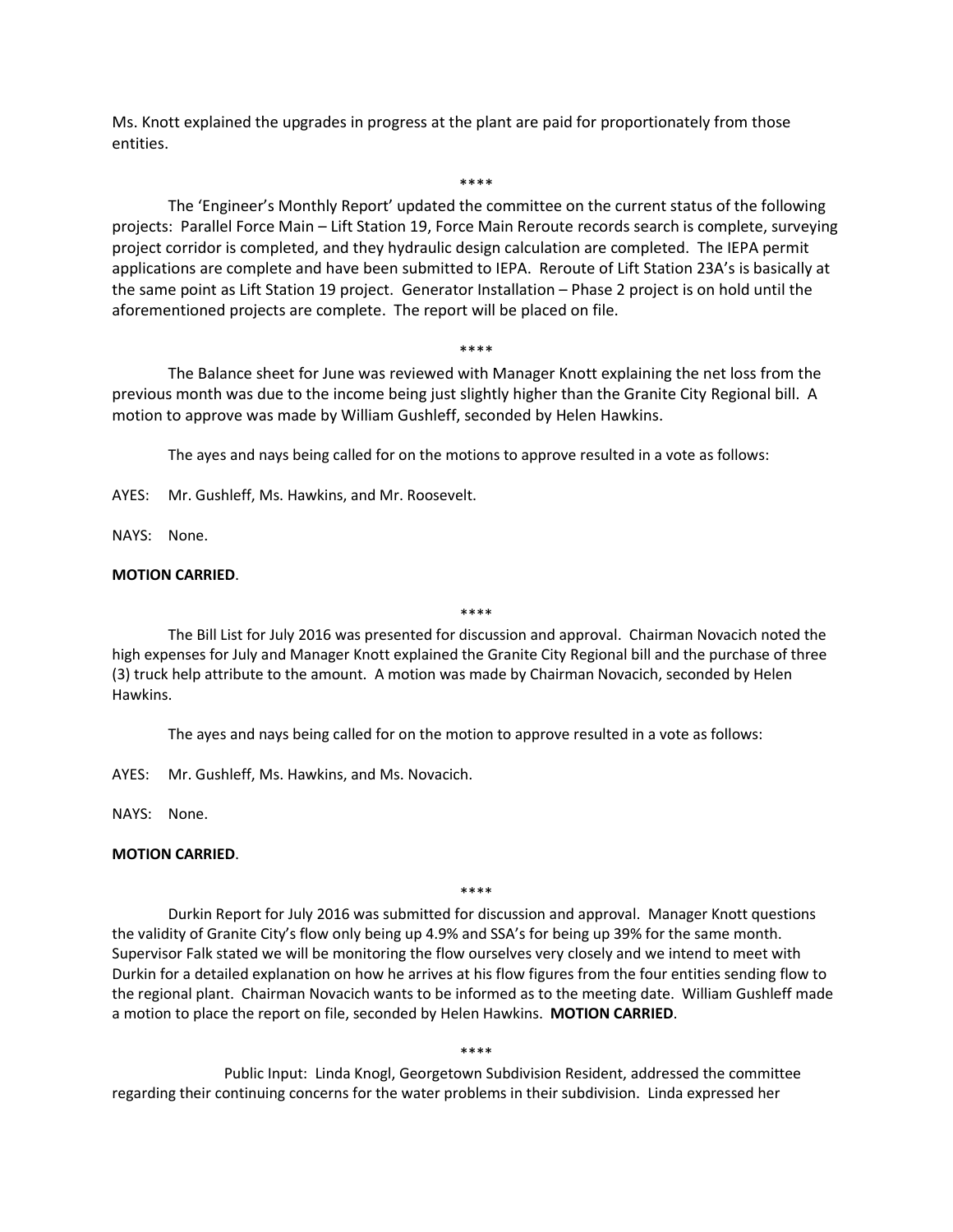Ms. Knott explained the upgrades in progress at the plant are paid for proportionately from those entities.

\*\*\*\*

The 'Engineer's Monthly Report' updated the committee on the current status of the following projects: Parallel Force Main – Lift Station 19, Force Main Reroute records search is complete, surveying project corridor is completed, and they hydraulic design calculation are completed. The IEPA permit applications are complete and have been submitted to IEPA. Reroute of Lift Station 23A's is basically at the same point as Lift Station 19 project. Generator Installation – Phase 2 project is on hold until the aforementioned projects are complete. The report will be placed on file.

\*\*\*\*

The Balance sheet for June was reviewed with Manager Knott explaining the net loss from the previous month was due to the income being just slightly higher than the Granite City Regional bill. A motion to approve was made by William Gushleff, seconded by Helen Hawkins.

The ayes and nays being called for on the motions to approve resulted in a vote as follows:

AYES: Mr. Gushleff, Ms. Hawkins, and Mr. Roosevelt.

NAYS: None.

**MOTION CARRIED**.

\*\*\*\*

The Bill List for July 2016 was presented for discussion and approval. Chairman Novacich noted the high expenses for July and Manager Knott explained the Granite City Regional bill and the purchase of three (3) truck help attribute to the amount. A motion was made by Chairman Novacich, seconded by Helen Hawkins.

The ayes and nays being called for on the motion to approve resulted in a vote as follows:

AYES: Mr. Gushleff, Ms. Hawkins, and Ms. Novacich.

NAYS: None.

**MOTION CARRIED**.

\*\*\*\*

Durkin Report for July 2016 was submitted for discussion and approval. Manager Knott questions the validity of Granite City's flow only being up 4.9% and SSA's for being up 39% for the same month. Supervisor Falk stated we will be monitoring the flow ourselves very closely and we intend to meet with Durkin for a detailed explanation on how he arrives at his flow figures from the four entities sending flow to the regional plant. Chairman Novacich wants to be informed as to the meeting date. William Gushleff made a motion to place the report on file, seconded by Helen Hawkins. **MOTION CARRIED**.

\*\*\*\*

Public Input: Linda Knogl, Georgetown Subdivision Resident, addressed the committee regarding their continuing concerns for the water problems in their subdivision. Linda expressed her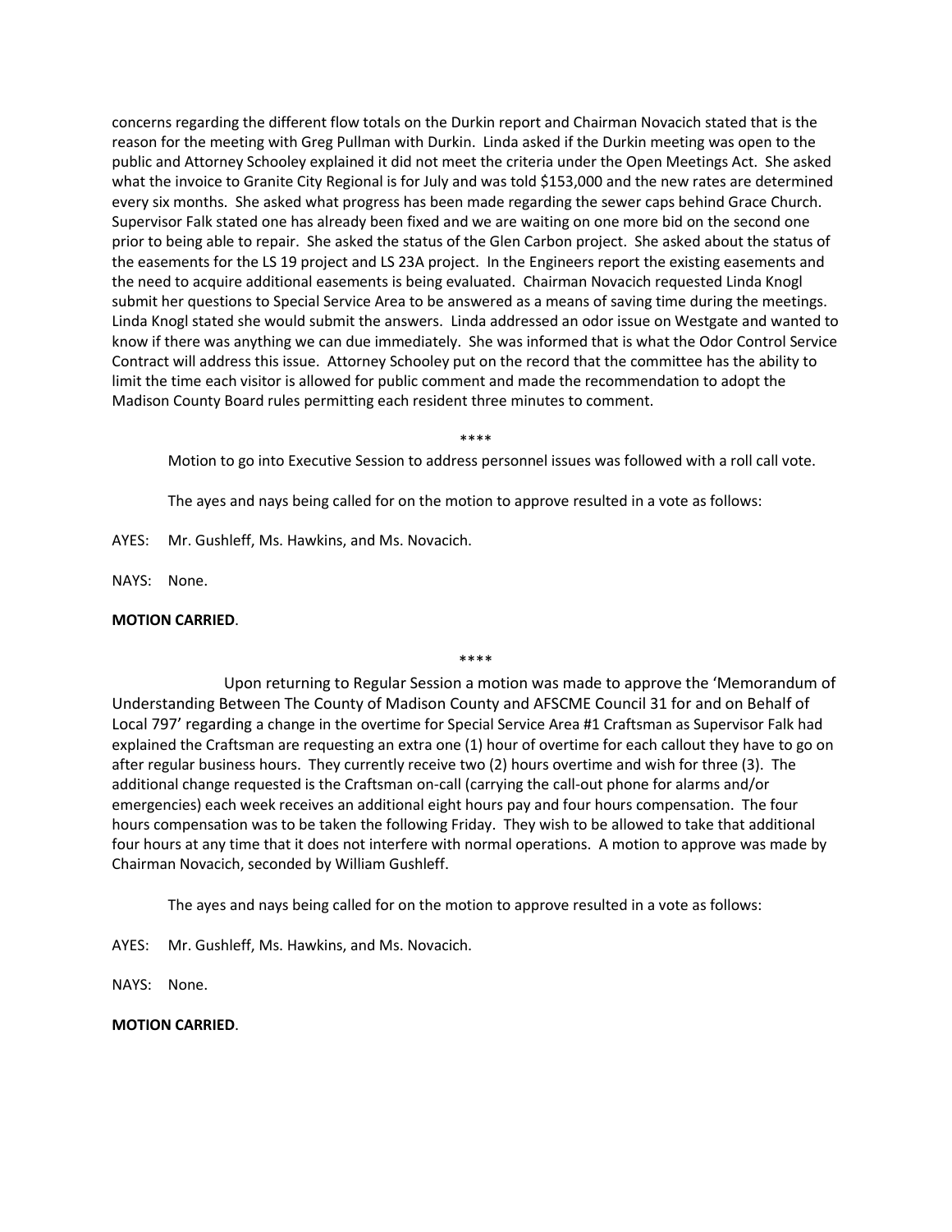concerns regarding the different flow totals on the Durkin report and Chairman Novacich stated that is the reason for the meeting with Greg Pullman with Durkin. Linda asked if the Durkin meeting was open to the public and Attorney Schooley explained it did not meet the criteria under the Open Meetings Act. She asked what the invoice to Granite City Regional is for July and was told $153,000 and the new rates are determined every six months. She asked what progress has been made regarding the sewer caps behind Grace Church. Supervisor Falk stated one has already been fixed and we are waiting on one more bid on the second one prior to being able to repair. She asked the status of the Glen Carbon project. She asked about the status of the easements for the LS 19 project and LS 23A project. In the Engineers report the existing easements and the need to acquire additional easements is being evaluated. Chairman Novacich requested Linda Knogl submit her questions to Special Service Area to be answered as a means of saving time during the meetings. Linda Knogl stated she would submit the answers. Linda addressed an odor issue on Westgate and wanted to know if there was anything we can due immediately. She was informed that is what the Odor Control Service Contract will address this issue. Attorney Schooley put on the record that the committee has the ability to limit the time each visitor is allowed for public comment and made the recommendation to adopt the Madison County Board rules permitting each resident three minutes to comment.

****

Motion to go into Executive Session to address personnel issues was followed with a roll call vote.

The ayes and nays being called for on the motion to approve resulted in a vote as follows:

AYES: Mr. Gushleff, Ms. Hawkins, and Ms. Novacich.

NAYS: None.

**MOTION CARRIED**.

****

Upon returning to Regular Session a motion was made to approve the 'Memorandum of Understanding Between The County of Madison County and AFSCME Council 31 for and on Behalf of Local 797' regarding a change in the overtime for Special Service Area #1 Craftsman as Supervisor Falk had explained the Craftsman are requesting an extra one (1) hour of overtime for each callout they have to go on after regular business hours. They currently receive two (2) hours overtime and wish for three (3). The additional change requested is the Craftsman on-call (carrying the call-out phone for alarms and/or emergencies) each week receives an additional eight hours pay and four hours compensation. The four hours compensation was to be taken the following Friday. They wish to be allowed to take that additional four hours at any time that it does not interfere with normal operations. A motion to approve was made by Chairman Novacich, seconded by William Gushleff.

The ayes and nays being called for on the motion to approve resulted in a vote as follows:

AYES: Mr. Gushleff, Ms. Hawkins, and Ms. Novacich.

NAYS: None.

**MOTION CARRIED**.